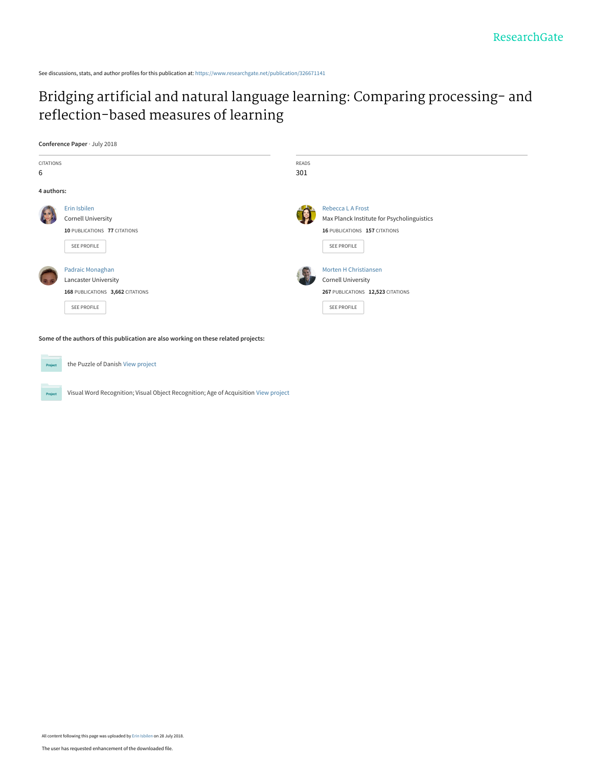See discussions, stats, and author profiles for this publication at: https://www.researchgate.net/publication/326671141

# Bridging artificial and natural language learning: Comparing processing- and reflection-based measures of learning

**Conference Paper** · July 2018

CITATIONS
6

READS
301

**4 authors:**

Erin Isbilen
Cornell University
**10** PUBLICATIONS **77** CITATIONS
SEE PROFILE

Rebecca L A Frost
Max Planck Institute for Psycholinguistics
**16** PUBLICATIONS **157** CITATIONS
SEE PROFILE

Padraic Monaghan
Lancaster University
**168** PUBLICATIONS **3,662** CITATIONS
SEE PROFILE

Morten H Christiansen
Cornell University
**267** PUBLICATIONS **12,523** CITATIONS
SEE PROFILE

**Some of the authors of this publication are also working on these related projects:**

the Puzzle of Danish View project

Visual Word Recognition; Visual Object Recognition; Age of Acquisition View project

All content following this page was uploaded by Erin Isbilen on 28 July 2018.

The user has requested enhancement of the downloaded file.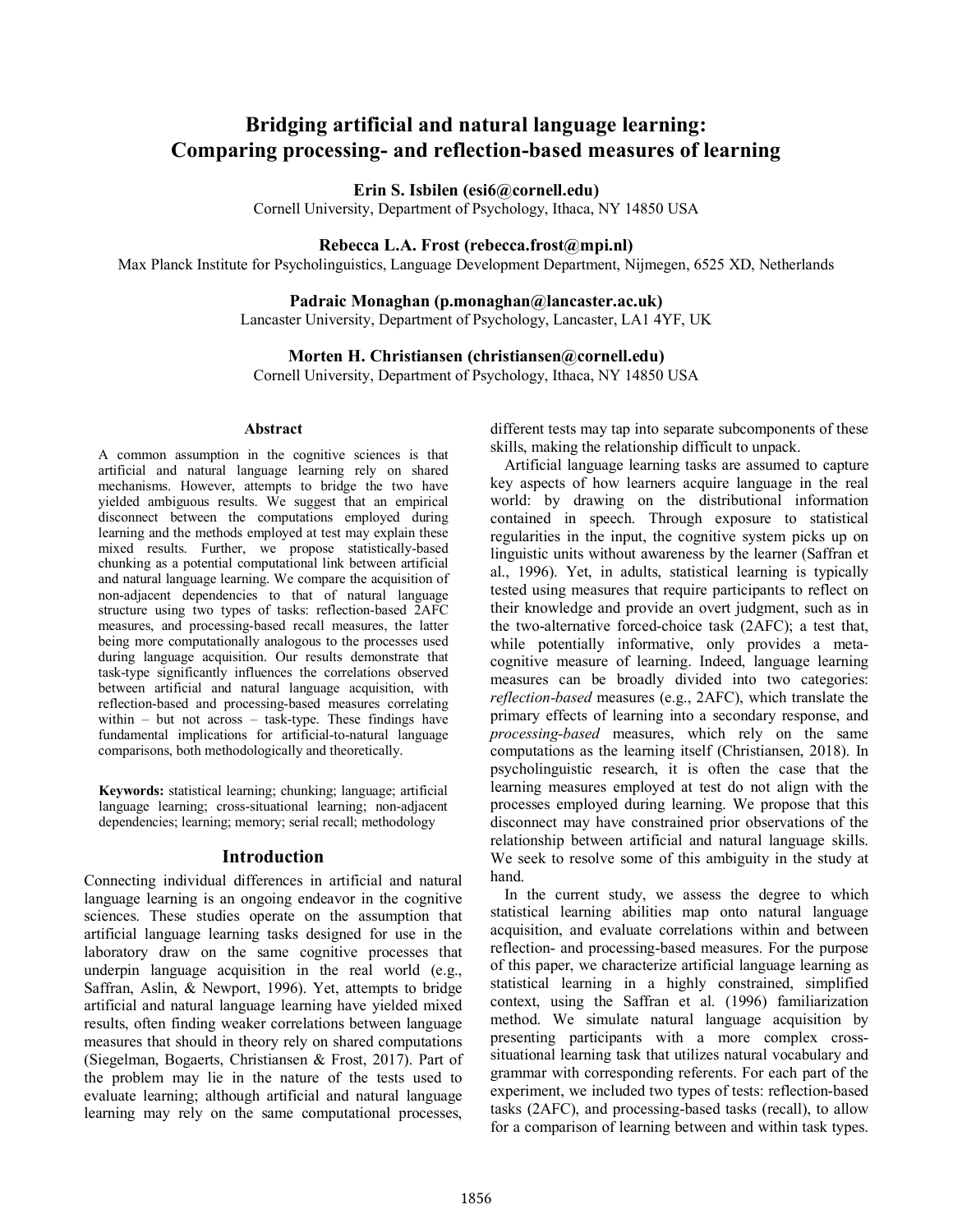# Bridging artificial and natural language learning: Comparing processing- and reflection-based measures of learning

**Erin S. Isbilen (esi6@cornell.edu)**
Cornell University, Department of Psychology, Ithaca, NY 14850 USA

**Rebecca L.A. Frost (rebecca.frost@mpi.nl)**
Max Planck Institute for Psycholinguistics, Language Development Department, Nijmegen, 6525 XD, Netherlands

**Padraic Monaghan (p.monaghan@lancaster.ac.uk)**
Lancaster University, Department of Psychology, Lancaster, LA1 4YF, UK

**Morten H. Christiansen (christiansen@cornell.edu)**
Cornell University, Department of Psychology, Ithaca, NY 14850 USA

## Abstract

A common assumption in the cognitive sciences is that artificial and natural language learning rely on shared mechanisms. However, attempts to bridge the two have yielded ambiguous results. We suggest that an empirical disconnect between the computations employed during learning and the methods employed at test may explain these mixed results. Further, we propose statistically-based chunking as a potential computational link between artificial and natural language learning. We compare the acquisition of non-adjacent dependencies to that of natural language structure using two types of tasks: reflection-based 2AFC measures, and processing-based recall measures, the latter being more computationally analogous to the processes used during language acquisition. Our results demonstrate that task-type significantly influences the correlations observed between artificial and natural language acquisition, with reflection-based and processing-based measures correlating within – but not across – task-type. These findings have fundamental implications for artificial-to-natural language comparisons, both methodologically and theoretically.

**Keywords:** statistical learning; chunking; language; artificial language learning; cross-situational learning; non-adjacent dependencies; learning; memory; serial recall; methodology

## Introduction

Connecting individual differences in artificial and natural language learning is an ongoing endeavor in the cognitive sciences. These studies operate on the assumption that artificial language learning tasks designed for use in the laboratory draw on the same cognitive processes that underpin language acquisition in the real world (e.g., Saffran, Aslin, & Newport, 1996). Yet, attempts to bridge artificial and natural language learning have yielded mixed results, often finding weaker correlations between language measures that should in theory rely on shared computations (Siegelman, Bogaerts, Christiansen & Frost, 2017). Part of the problem may lie in the nature of the tests used to evaluate learning; although artificial and natural language learning may rely on the same computational processes, different tests may tap into separate subcomponents of these skills, making the relationship difficult to unpack.

Artificial language learning tasks are assumed to capture key aspects of how learners acquire language in the real world: by drawing on the distributional information contained in speech. Through exposure to statistical regularities in the input, the cognitive system picks up on linguistic units without awareness by the learner (Saffran et al., 1996). Yet, in adults, statistical learning is typically tested using measures that require participants to reflect on their knowledge and provide an overt judgment, such as in the two-alternative forced-choice task (2AFC); a test that, while potentially informative, only provides a meta-cognitive measure of learning. Indeed, language learning measures can be broadly divided into two categories: *reflection-based* measures (e.g., 2AFC), which translate the primary effects of learning into a secondary response, and *processing-based* measures, which rely on the same computations as the learning itself (Christiansen, 2018). In psycholinguistic research, it is often the case that the learning measures employed at test do not align with the processes employed during learning. We propose that this disconnect may have constrained prior observations of the relationship between artificial and natural language skills. We seek to resolve some of this ambiguity in the study at hand.

In the current study, we assess the degree to which statistical learning abilities map onto natural language acquisition, and evaluate correlations within and between reflection- and processing-based measures. For the purpose of this paper, we characterize artificial language learning as statistical learning in a highly constrained, simplified context, using the Saffran et al. (1996) familiarization method. We simulate natural language acquisition by presenting participants with a more complex cross-situational learning task that utilizes natural vocabulary and grammar with corresponding referents. For each part of the experiment, we included two types of tests: reflection-based tasks (2AFC), and processing-based tasks (recall), to allow for a comparison of learning between and within task types.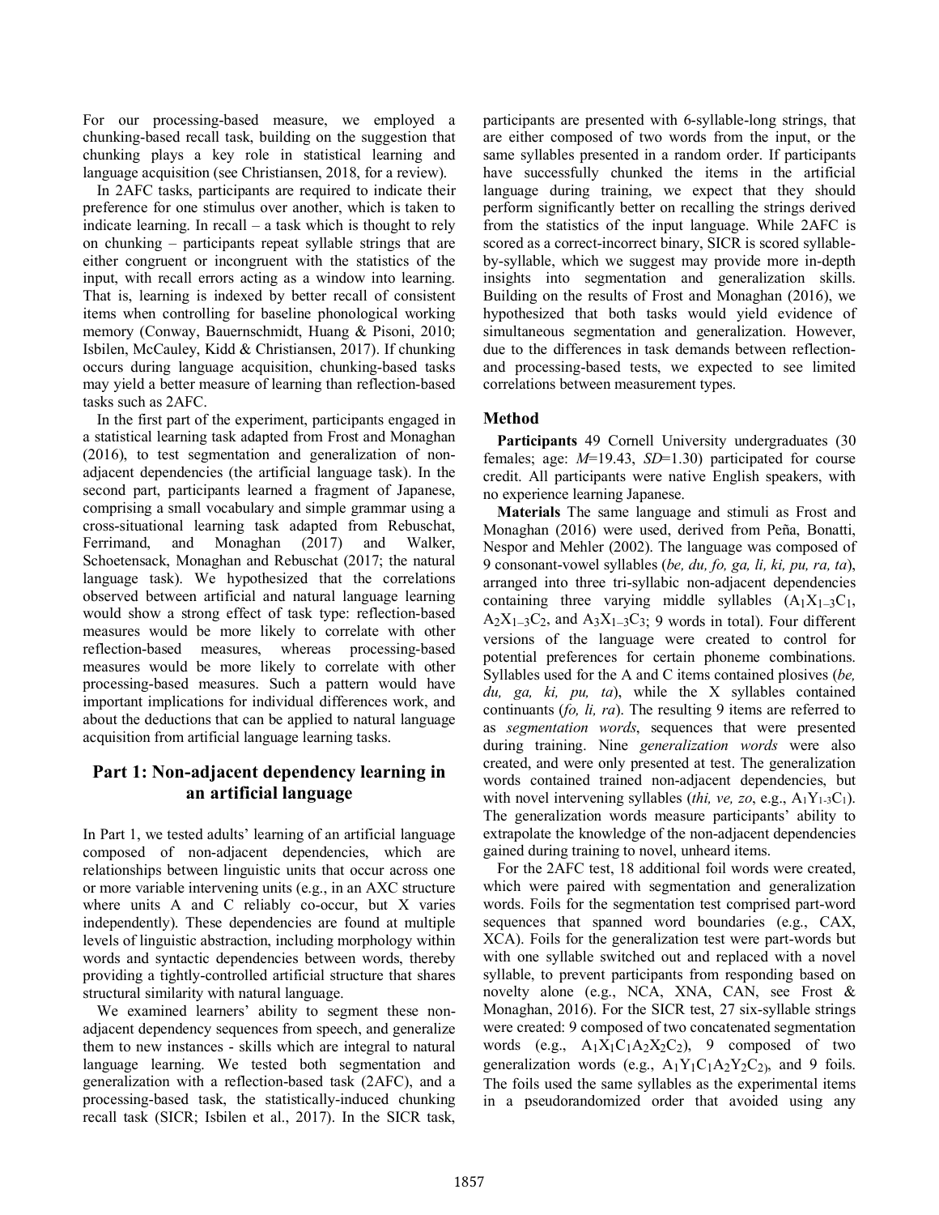For our processing-based measure, we employed a chunking-based recall task, building on the suggestion that chunking plays a key role in statistical learning and language acquisition (see Christiansen, 2018, for a review).

In 2AFC tasks, participants are required to indicate their preference for one stimulus over another, which is taken to indicate learning. In recall – a task which is thought to rely on chunking – participants repeat syllable strings that are either congruent or incongruent with the statistics of the input, with recall errors acting as a window into learning. That is, learning is indexed by better recall of consistent items when controlling for baseline phonological working memory (Conway, Bauernschmidt, Huang & Pisoni, 2010; Isbilen, McCauley, Kidd & Christiansen, 2017). If chunking occurs during language acquisition, chunking-based tasks may yield a better measure of learning than reflection-based tasks such as 2AFC.

In the first part of the experiment, participants engaged in a statistical learning task adapted from Frost and Monaghan (2016), to test segmentation and generalization of non-adjacent dependencies (the artificial language task). In the second part, participants learned a fragment of Japanese, comprising a small vocabulary and simple grammar using a cross-situational learning task adapted from Rebuschat, Ferrimand, and Monaghan (2017) and Walker, Schoetensack, Monaghan and Rebuschat (2017; the natural language task). We hypothesized that the correlations observed between artificial and natural language learning would show a strong effect of task type: reflection-based measures would be more likely to correlate with other reflection-based measures, whereas processing-based measures would be more likely to correlate with other processing-based measures. Such a pattern would have important implications for individual differences work, and about the deductions that can be applied to natural language acquisition from artificial language learning tasks.

## Part 1: Non-adjacent dependency learning in an artificial language

In Part 1, we tested adults' learning of an artificial language composed of non-adjacent dependencies, which are relationships between linguistic units that occur across one or more variable intervening units (e.g., in an AXC structure where units A and C reliably co-occur, but X varies independently). These dependencies are found at multiple levels of linguistic abstraction, including morphology within words and syntactic dependencies between words, thereby providing a tightly-controlled artificial structure that shares structural similarity with natural language.

We examined learners' ability to segment these non-adjacent dependency sequences from speech, and generalize them to new instances - skills which are integral to natural language learning. We tested both segmentation and generalization with a reflection-based task (2AFC), and a processing-based task, the statistically-induced chunking recall task (SICR; Isbilen et al., 2017). In the SICR task, participants are presented with 6-syllable-long strings, that are either composed of two words from the input, or the same syllables presented in a random order. If participants have successfully chunked the items in the artificial language during training, we expect that they should perform significantly better on recalling the strings derived from the statistics of the input language. While 2AFC is scored as a correct-incorrect binary, SICR is scored syllable-by-syllable, which we suggest may provide more in-depth insights into segmentation and generalization skills. Building on the results of Frost and Monaghan (2016), we hypothesized that both tasks would yield evidence of simultaneous segmentation and generalization. However, due to the differences in task demands between reflection- and processing-based tests, we expected to see limited correlations between measurement types.

### Method

**Participants** 49 Cornell University undergraduates (30 females; age: $M$=19.43, $SD$=1.30) participated for course credit. All participants were native English speakers, with no experience learning Japanese.

**Materials** The same language and stimuli as Frost and Monaghan (2016) were used, derived from Peña, Bonatti, Nespor and Mehler (2002). The language was composed of 9 consonant-vowel syllables (*be, du, fo, ga, li, ki, pu, ra, ta*), arranged into three tri-syllabic non-adjacent dependencies containing three varying middle syllables ($A_1X_{1\text{–}3}C_1$, $A_2X_{1\text{–}3}C_2$, and $A_3X_{1\text{–}3}C_3$; 9 words in total). Four different versions of the language were created to control for potential preferences for certain phoneme combinations. Syllables used for the A and C items contained plosives (*be, du, ga, ki, pu, ta*), while the X syllables contained continuants (*fo, li, ra*). The resulting 9 items are referred to as *segmentation words*, sequences that were presented during training. Nine *generalization words* were also created, and were only presented at test. The generalization words contained trained non-adjacent dependencies, but with novel intervening syllables (*thi, ve, zo*, e.g., $A_1Y_{1\text{-}3}C_1$). The generalization words measure participants' ability to extrapolate the knowledge of the non-adjacent dependencies gained during training to novel, unheard items.

For the 2AFC test, 18 additional foil words were created, which were paired with segmentation and generalization words. Foils for the segmentation test comprised part-word sequences that spanned word boundaries (e.g., CAX, XCA). Foils for the generalization test were part-words but with one syllable switched out and replaced with a novel syllable, to prevent participants from responding based on novelty alone (e.g., NCA, XNA, CAN, see Frost & Monaghan, 2016). For the SICR test, 27 six-syllable strings were created: 9 composed of two concatenated segmentation words (e.g., $A_1X_1C_1A_2X_2C_2$), 9 composed of two generalization words (e.g., $A_1Y_1C_1A_2Y_2C_2$), and 9 foils. The foils used the same syllables as the experimental items in a pseudorandomized order that avoided using any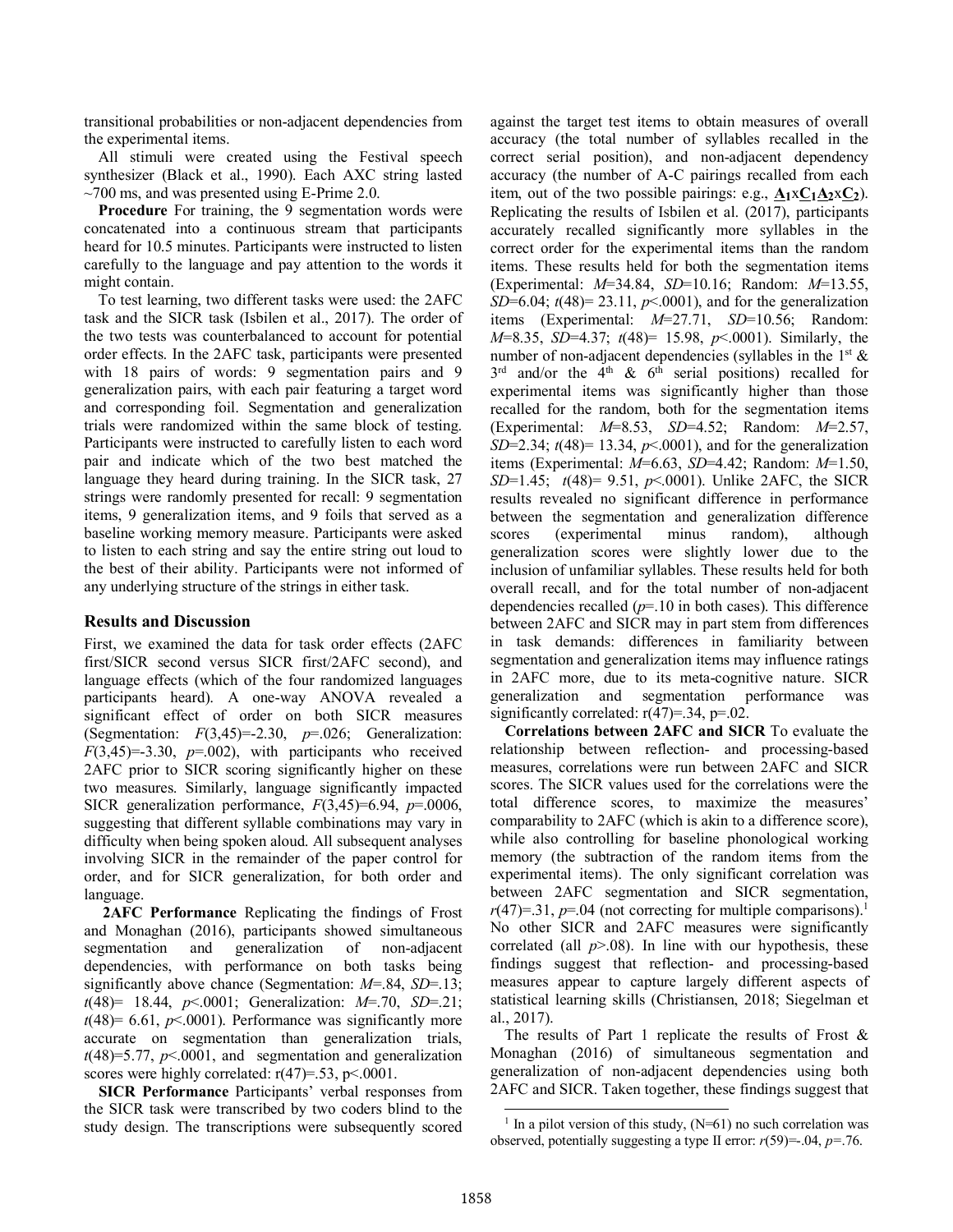transitional probabilities or non-adjacent dependencies from the experimental items.

All stimuli were created using the Festival speech synthesizer (Black et al., 1990). Each AXC string lasted ~700 ms, and was presented using E-Prime 2.0.

**Procedure** For training, the 9 segmentation words were concatenated into a continuous stream that participants heard for 10.5 minutes. Participants were instructed to listen carefully to the language and pay attention to the words it might contain.

To test learning, two different tasks were used: the 2AFC task and the SICR task (Isbilen et al., 2017). The order of the two tests was counterbalanced to account for potential order effects. In the 2AFC task, participants were presented with 18 pairs of words: 9 segmentation pairs and 9 generalization pairs, with each pair featuring a target word and corresponding foil. Segmentation and generalization trials were randomized within the same block of testing. Participants were instructed to carefully listen to each word pair and indicate which of the two best matched the language they heard during training. In the SICR task, 27 strings were randomly presented for recall: 9 segmentation items, 9 generalization items, and 9 foils that served as a baseline working memory measure. Participants were asked to listen to each string and say the entire string out loud to the best of their ability. Participants were not informed of any underlying structure of the strings in either task.

## Results and Discussion

First, we examined the data for task order effects (2AFC first/SICR second versus SICR first/2AFC second), and language effects (which of the four randomized languages participants heard). A one-way ANOVA revealed a significant effect of order on both SICR measures (Segmentation: $F(3,45)=-2.30$, $p=.026$; Generalization: $F(3,45)=-3.30$, $p=.002$), with participants who received 2AFC prior to SICR scoring significantly higher on these two measures. Similarly, language significantly impacted SICR generalization performance, $F(3,45)=6.94$, $p=.0006$, suggesting that different syllable combinations may vary in difficulty when being spoken aloud. All subsequent analyses involving SICR in the remainder of the paper control for order, and for SICR generalization, for both order and language.

**2AFC Performance** Replicating the findings of Frost and Monaghan (2016), participants showed simultaneous segmentation and generalization of non-adjacent dependencies, with performance on both tasks being significantly above chance (Segmentation: $M=.84$, $SD=.13$; $t(48)=18.44$, $p<.0001$; Generalization: $M=.70$, $SD=.21$; $t(48)=6.61$, $p<.0001$). Performance was significantly more accurate on segmentation than generalization trials, $t(48)=5.77$, $p<.0001$, and segmentation and generalization scores were highly correlated: $r(47)=.53$, $p<.0001$.

**SICR Performance** Participants' verbal responses from the SICR task were transcribed by two coders blind to the study design. The transcriptions were subsequently scored against the target test items to obtain measures of overall accuracy (the total number of syllables recalled in the correct serial position), and non-adjacent dependency accuracy (the number of A-C pairings recalled from each item, out of the two possible pairings: e.g., $\underline{\mathbf{A_1}}x\underline{\mathbf{C_1}}\underline{\mathbf{A_2}}x\underline{\mathbf{C_2}}$). Replicating the results of Isbilen et al. (2017), participants accurately recalled significantly more syllables in the correct order for the experimental items than the random items. These results held for both the segmentation items (Experimental: $M=34.84$, $SD=10.16$; Random: $M=13.55$, $SD=6.04$; $t(48)=23.11$, $p<.0001$), and for the generalization items (Experimental: $M=27.71$, $SD=10.56$; Random: $M=8.35$, $SD=4.37$; $t(48)=15.98$, $p<.0001$). Similarly, the number of non-adjacent dependencies (syllables in the 1st & 3rd and/or the 4th & 6th serial positions) recalled for experimental items was significantly higher than those recalled for the random, both for the segmentation items (Experimental: $M=8.53$, $SD=4.52$; Random: $M=2.57$, $SD=2.34$; $t(48)=13.34$, $p<.0001$), and for the generalization items (Experimental: $M=6.63$, $SD=4.42$; Random: $M=1.50$, $SD=1.45$; $t(48)=9.51$, $p<.0001$). Unlike 2AFC, the SICR results revealed no significant difference in performance between the segmentation and generalization difference scores (experimental minus random), although generalization scores were slightly lower due to the inclusion of unfamiliar syllables. These results held for both overall recall, and for the total number of non-adjacent dependencies recalled ($p=.10$ in both cases). This difference between 2AFC and SICR may in part stem from differences in task demands: differences in familiarity between segmentation and generalization items may influence ratings in 2AFC more, due to its meta-cognitive nature. SICR generalization and segmentation performance was significantly correlated: $r(47)=.34$, $p=.02$.

**Correlations between 2AFC and SICR** To evaluate the relationship between reflection- and processing-based measures, correlations were run between 2AFC and SICR scores. The SICR values used for the correlations were the total difference scores, to maximize the measures' comparability to 2AFC (which is akin to a difference score), while also controlling for baseline phonological working memory (the subtraction of the random items from the experimental items). The only significant correlation was between 2AFC segmentation and SICR segmentation, $r(47)=.31$, $p=.04$ (not correcting for multiple comparisons).[1] No other SICR and 2AFC measures were significantly correlated (all $p>.08$). In line with our hypothesis, these findings suggest that reflection- and processing-based measures appear to capture largely different aspects of statistical learning skills (Christiansen, 2018; Siegelman et al., 2017).

The results of Part 1 replicate the results of Frost & Monaghan (2016) of simultaneous segmentation and generalization of non-adjacent dependencies using both 2AFC and SICR. Taken together, these findings suggest that

[1] In a pilot version of this study, (N=61) no such correlation was observed, potentially suggesting a type II error: $r(59)=-.04$, $p=.76$.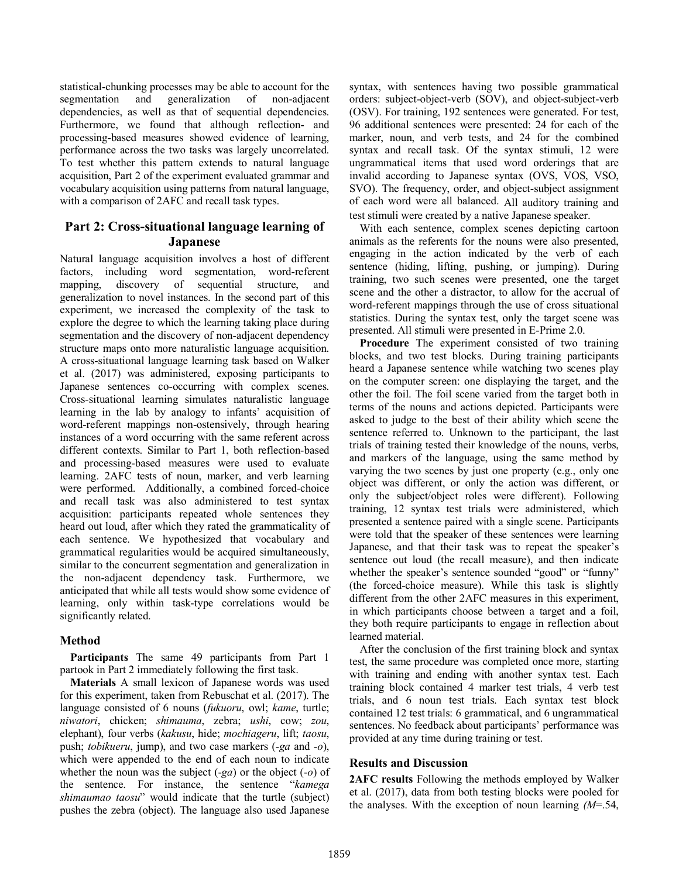statistical-chunking processes may be able to account for the segmentation and generalization of non-adjacent dependencies, as well as that of sequential dependencies. Furthermore, we found that although reflection- and processing-based measures showed evidence of learning, performance across the two tasks was largely uncorrelated. To test whether this pattern extends to natural language acquisition, Part 2 of the experiment evaluated grammar and vocabulary acquisition using patterns from natural language, with a comparison of 2AFC and recall task types.

## Part 2: Cross-situational language learning of Japanese

Natural language acquisition involves a host of different factors, including word segmentation, word-referent mapping, discovery of sequential structure, and generalization to novel instances. In the second part of this experiment, we increased the complexity of the task to explore the degree to which the learning taking place during segmentation and the discovery of non-adjacent dependency structure maps onto more naturalistic language acquisition. A cross-situational language learning task based on Walker et al. (2017) was administered, exposing participants to Japanese sentences co-occurring with complex scenes. Cross-situational learning simulates naturalistic language learning in the lab by analogy to infants' acquisition of word-referent mappings non-ostensively, through hearing instances of a word occurring with the same referent across different contexts. Similar to Part 1, both reflection-based and processing-based measures were used to evaluate learning. 2AFC tests of noun, marker, and verb learning were performed. Additionally, a combined forced-choice and recall task was also administered to test syntax acquisition: participants repeated whole sentences they heard out loud, after which they rated the grammaticality of each sentence. We hypothesized that vocabulary and grammatical regularities would be acquired simultaneously, similar to the concurrent segmentation and generalization in the non-adjacent dependency task. Furthermore, we anticipated that while all tests would show some evidence of learning, only within task-type correlations would be significantly related.

### Method

**Participants** The same 49 participants from Part 1 partook in Part 2 immediately following the first task.

**Materials** A small lexicon of Japanese words was used for this experiment, taken from Rebuschat et al. (2017). The language consisted of 6 nouns (*fukuoru*, owl; *kame*, turtle; *niwatori*, chicken; *shimauma*, zebra; *ushi*, cow; *zou*, elephant), four verbs (*kakusu*, hide; *mochiageru*, lift; *taosu*, push; *tobikueru*, jump), and two case markers (*-ga* and *-o*), which were appended to the end of each noun to indicate whether the noun was the subject (*-ga*) or the object (*-o*) of the sentence. For instance, the sentence "*kamega shimaumao taosu*" would indicate that the turtle (subject) pushes the zebra (object). The language also used Japanese syntax, with sentences having two possible grammatical orders: subject-object-verb (SOV), and object-subject-verb (OSV). For training, 192 sentences were generated. For test, 96 additional sentences were presented: 24 for each of the marker, noun, and verb tests, and 24 for the combined syntax and recall task. Of the syntax stimuli, 12 were ungrammatical items that used word orderings that are invalid according to Japanese syntax (OVS, VOS, VSO, SVO). The frequency, order, and object-subject assignment of each word were all balanced. All auditory training and test stimuli were created by a native Japanese speaker.

With each sentence, complex scenes depicting cartoon animals as the referents for the nouns were also presented, engaging in the action indicated by the verb of each sentence (hiding, lifting, pushing, or jumping). During training, two such scenes were presented, one the target scene and the other a distractor, to allow for the accrual of word-referent mappings through the use of cross situational statistics. During the syntax test, only the target scene was presented. All stimuli were presented in E-Prime 2.0.

**Procedure** The experiment consisted of two training blocks, and two test blocks. During training participants heard a Japanese sentence while watching two scenes play on the computer screen: one displaying the target, and the other the foil. The foil scene varied from the target both in terms of the nouns and actions depicted. Participants were asked to judge to the best of their ability which scene the sentence referred to. Unknown to the participant, the last trials of training tested their knowledge of the nouns, verbs, and markers of the language, using the same method by varying the two scenes by just one property (e.g., only one object was different, or only the action was different, or only the subject/object roles were different). Following training, 12 syntax test trials were administered, which presented a sentence paired with a single scene. Participants were told that the speaker of these sentences were learning Japanese, and that their task was to repeat the speaker's sentence out loud (the recall measure), and then indicate whether the speaker's sentence sounded "good" or "funny" (the forced-choice measure). While this task is slightly different from the other 2AFC measures in this experiment, in which participants choose between a target and a foil, they both require participants to engage in reflection about learned material.

After the conclusion of the first training block and syntax test, the same procedure was completed once more, starting with training and ending with another syntax test. Each training block contained 4 marker test trials, 4 verb test trials, and 6 noun test trials. Each syntax test block contained 12 test trials: 6 grammatical, and 6 ungrammatical sentences. No feedback about participants' performance was provided at any time during training or test.

### Results and Discussion

**2AFC results** Following the methods employed by Walker et al. (2017), data from both testing blocks were pooled for the analyses. With the exception of noun learning *(M*=.54,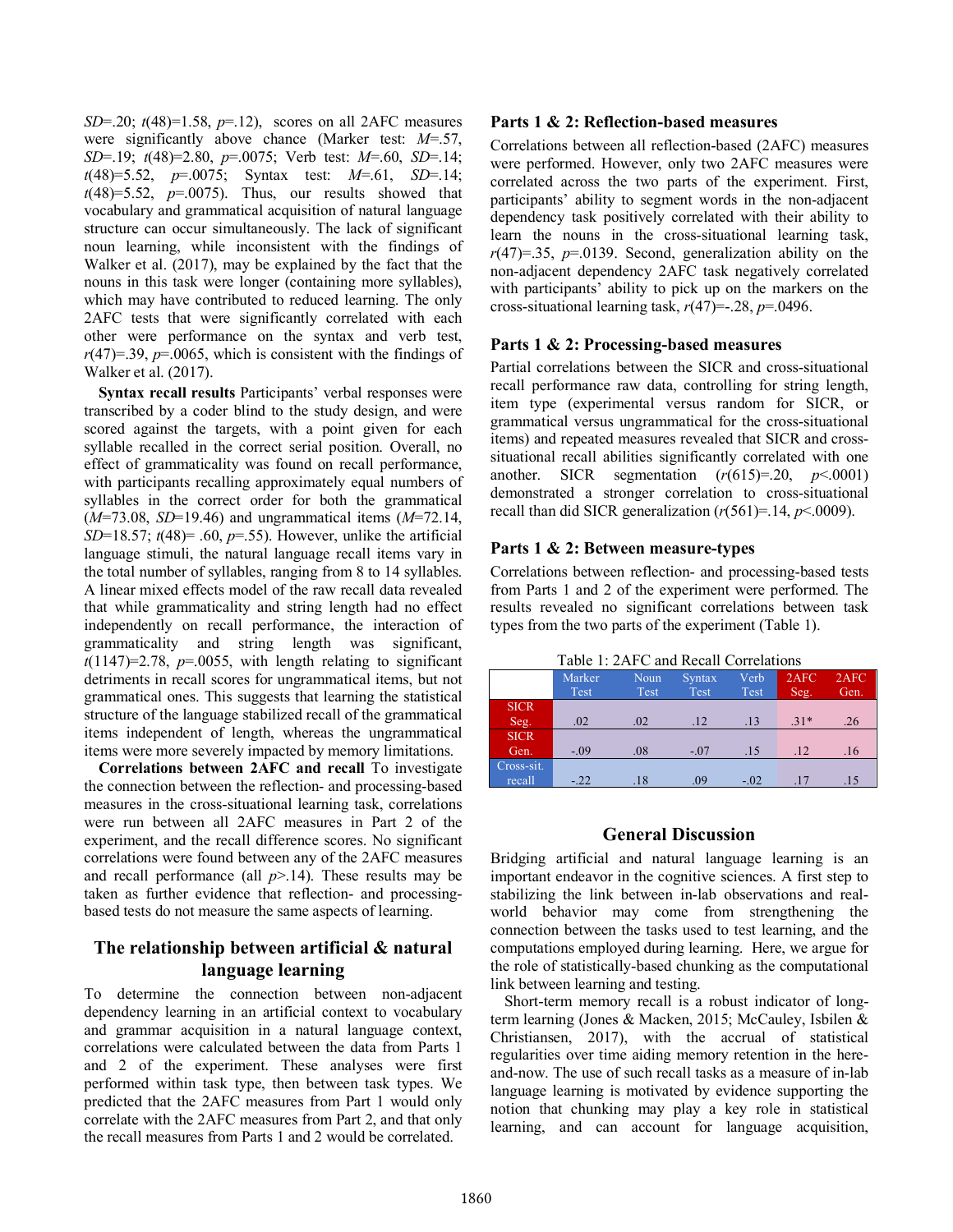*SD*=.20; $t(48)$=1.58, *p*=.12), scores on all 2AFC measures were significantly above chance (Marker test: *M*=.57, *SD*=.19; $t(48)$=2.80, *p*=.0075; Verb test: *M*=.60, *SD*=.14; $t(48)$=5.52, *p*=.0075; Syntax test: *M*=.61, *SD*=.14; $t(48)$=5.52, *p*=.0075). Thus, our results showed that vocabulary and grammatical acquisition of natural language structure can occur simultaneously. The lack of significant noun learning, while inconsistent with the findings of Walker et al. (2017), may be explained by the fact that the nouns in this task were longer (containing more syllables), which may have contributed to reduced learning. The only 2AFC tests that were significantly correlated with each other were performance on the syntax and verb test, $r(47)$=.39, *p*=.0065, which is consistent with the findings of Walker et al. (2017).

**Syntax recall results** Participants' verbal responses were transcribed by a coder blind to the study design, and were scored against the targets, with a point given for each syllable recalled in the correct serial position. Overall, no effect of grammaticality was found on recall performance, with participants recalling approximately equal numbers of syllables in the correct order for both the grammatical (*M*=73.08, *SD*=19.46) and ungrammatical items (*M*=72.14, *SD*=18.57; $t(48)$= .60, *p*=.55). However, unlike the artificial language stimuli, the natural language recall items vary in the total number of syllables, ranging from 8 to 14 syllables. A linear mixed effects model of the raw recall data revealed that while grammaticality and string length had no effect independently on recall performance, the interaction of grammaticality and string length was significant, $t(1147)$=2.78, *p*=.0055, with length relating to significant detriments in recall scores for ungrammatical items, but not grammatical ones. This suggests that learning the statistical structure of the language stabilized recall of the grammatical items independent of length, whereas the ungrammatical items were more severely impacted by memory limitations.

**Correlations between 2AFC and recall** To investigate the connection between the reflection- and processing-based measures in the cross-situational learning task, correlations were run between all 2AFC measures in Part 2 of the experiment, and the recall difference scores. No significant correlations were found between any of the 2AFC measures and recall performance (all *p*>.14). These results may be taken as further evidence that reflection- and processing-based tests do not measure the same aspects of learning.

## The relationship between artificial & natural language learning

To determine the connection between non-adjacent dependency learning in an artificial context to vocabulary and grammar acquisition in a natural language context, correlations were calculated between the data from Parts 1 and 2 of the experiment. These analyses were first performed within task type, then between task types. We predicted that the 2AFC measures from Part 1 would only correlate with the 2AFC measures from Part 2, and that only the recall measures from Parts 1 and 2 would be correlated.

### Parts 1 & 2: Reflection-based measures

Correlations between all reflection-based (2AFC) measures were performed. However, only two 2AFC measures were correlated across the two parts of the experiment. First, participants' ability to segment words in the non-adjacent dependency task positively correlated with their ability to learn the nouns in the cross-situational learning task, $r(47)$=.35, *p*=.0139. Second, generalization ability on the non-adjacent dependency 2AFC task negatively correlated with participants' ability to pick up on the markers on the cross-situational learning task, $r(47)$=-.28, *p*=.0496.

### Parts 1 & 2: Processing-based measures

Partial correlations between the SICR and cross-situational recall performance raw data, controlling for string length, item type (experimental versus random for SICR, or grammatical versus ungrammatical for the cross-situational items) and repeated measures revealed that SICR and cross-situational recall abilities significantly correlated with one another. SICR segmentation ($r(615)$=.20, $p$<.0001) demonstrated a stronger correlation to cross-situational recall than did SICR generalization ($r(561)$=.14, $p$<.0009).

### Parts 1 & 2: Between measure-types

Correlations between reflection- and processing-based tests from Parts 1 and 2 of the experiment were performed. The results revealed no significant correlations between task types from the two parts of the experiment (Table 1).

Table 1: 2AFC and Recall Correlations

| | Marker Test | Noun Test | Syntax Test | Verb Test | 2AFC Seg. | 2AFC Gen. |
|---|---|---|---|---|---|---|
| SICR Seg. | .02 | .02 | .12 | .13 | .31* | .26 |
| SICR Gen. | -.09 | .08 | -.07 | .15 | .12 | .16 |
| Cross-sit. recall | -.22 | .18 | .09 | -.02 | .17 | .15 |

## General Discussion

Bridging artificial and natural language learning is an important endeavor in the cognitive sciences. A first step to stabilizing the link between in-lab observations and real-world behavior may come from strengthening the connection between the tasks used to test learning, and the computations employed during learning. Here, we argue for the role of statistically-based chunking as the computational link between learning and testing.

Short-term memory recall is a robust indicator of long-term learning (Jones & Macken, 2015; McCauley, Isbilen & Christiansen, 2017), with the accrual of statistical regularities over time aiding memory retention in the here-and-now. The use of such recall tasks as a measure of in-lab language learning is motivated by evidence supporting the notion that chunking may play a key role in statistical learning, and can account for language acquisition,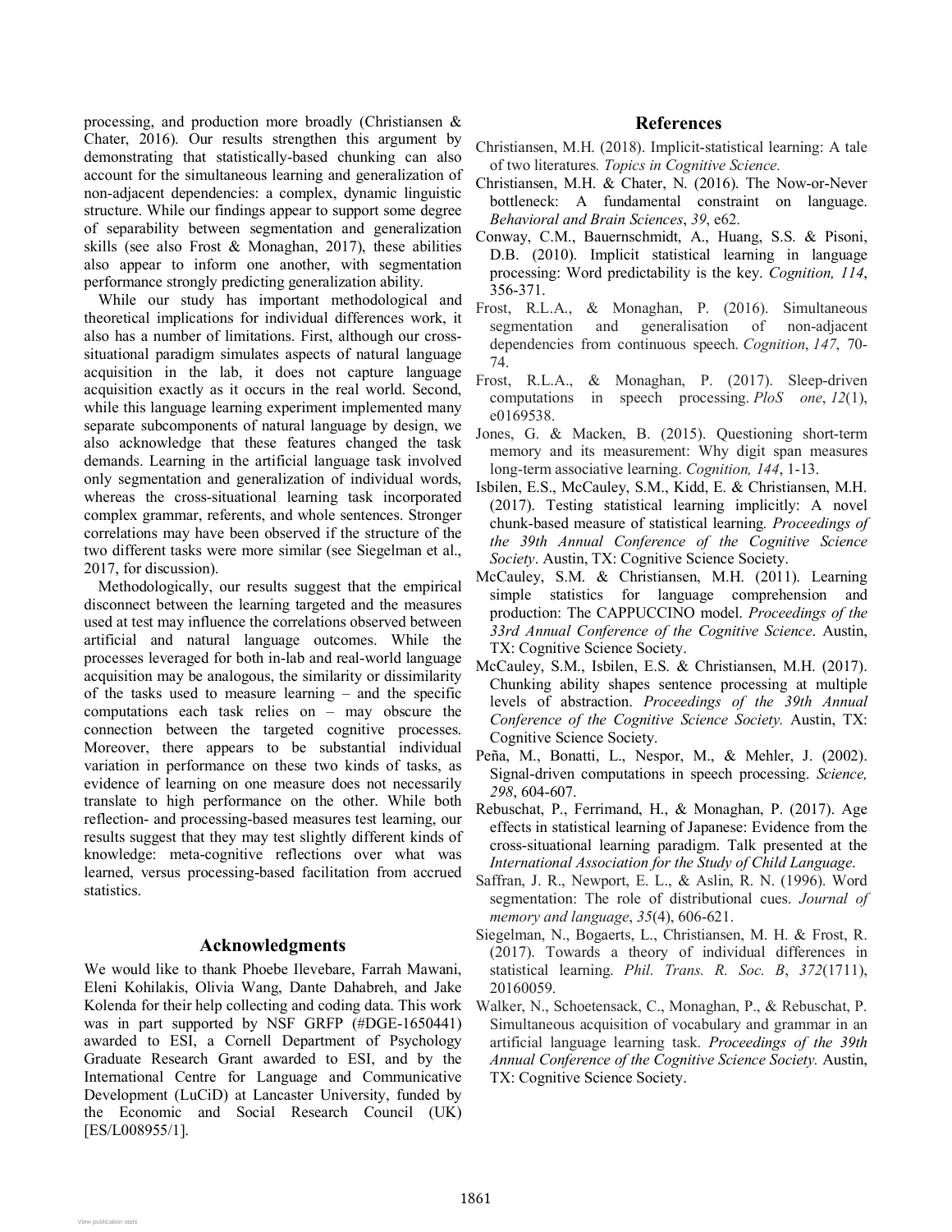processing, and production more broadly (Christiansen & Chater, 2016). Our results strengthen this argument by demonstrating that statistically-based chunking can also account for the simultaneous learning and generalization of non-adjacent dependencies: a complex, dynamic linguistic structure. While our findings appear to support some degree of separability between segmentation and generalization skills (see also Frost & Monaghan, 2017), these abilities also appear to inform one another, with segmentation performance strongly predicting generalization ability.

While our study has important methodological and theoretical implications for individual differences work, it also has a number of limitations. First, although our cross-situational paradigm simulates aspects of natural language acquisition in the lab, it does not capture language acquisition exactly as it occurs in the real world. Second, while this language learning experiment implemented many separate subcomponents of natural language by design, we also acknowledge that these features changed the task demands. Learning in the artificial language task involved only segmentation and generalization of individual words, whereas the cross-situational learning task incorporated complex grammar, referents, and whole sentences. Stronger correlations may have been observed if the structure of the two different tasks were more similar (see Siegelman et al., 2017, for discussion).

Methodologically, our results suggest that the empirical disconnect between the learning targeted and the measures used at test may influence the correlations observed between artificial and natural language outcomes. While the processes leveraged for both in-lab and real-world language acquisition may be analogous, the similarity or dissimilarity of the tasks used to measure learning – and the specific computations each task relies on – may obscure the connection between the targeted cognitive processes. Moreover, there appears to be substantial individual variation in performance on these two kinds of tasks, as evidence of learning on one measure does not necessarily translate to high performance on the other. While both reflection- and processing-based measures test learning, our results suggest that they may test slightly different kinds of knowledge: meta-cognitive reflections over what was learned, versus processing-based facilitation from accrued statistics.

## Acknowledgments

We would like to thank Phoebe Ilevebare, Farrah Mawani, Eleni Kohilakis, Olivia Wang, Dante Dahabreh, and Jake Kolenda for their help collecting and coding data. This work was in part supported by NSF GRFP (#DGE-1650441) awarded to ESI, a Cornell Department of Psychology Graduate Research Grant awarded to ESI, and by the International Centre for Language and Communicative Development (LuCiD) at Lancaster University, funded by the Economic and Social Research Council (UK) [ES/L008955/1].

## References

Christiansen, M.H. (2018). Implicit-statistical learning: A tale of two literatures. *Topics in Cognitive Science.*

Christiansen, M.H. & Chater, N. (2016). The Now-or-Never bottleneck: A fundamental constraint on language. *Behavioral and Brain Sciences*, *39*, e62.

Conway, C.M., Bauernschmidt, A., Huang, S.S. & Pisoni, D.B. (2010). Implicit statistical learning in language processing: Word predictability is the key. *Cognition, 114*, 356-371.

Frost, R.L.A., & Monaghan, P. (2016). Simultaneous segmentation and generalisation of non-adjacent dependencies from continuous speech. *Cognition*, *147*, 70-74.

Frost, R.L.A., & Monaghan, P. (2017). Sleep-driven computations in speech processing. *PloS one*, *12*(1), e0169538.

Jones, G. & Macken, B. (2015). Questioning short-term memory and its measurement: Why digit span measures long-term associative learning. *Cognition, 144*, 1-13.

Isbilen, E.S., McCauley, S.M., Kidd, E. & Christiansen, M.H. (2017). Testing statistical learning implicitly: A novel chunk-based measure of statistical learning. *Proceedings of the 39th Annual Conference of the Cognitive Science Society*. Austin, TX: Cognitive Science Society.

McCauley, S.M. & Christiansen, M.H. (2011). Learning simple statistics for language comprehension and production: The CAPPUCCINO model. *Proceedings of the 33rd Annual Conference of the Cognitive Science*. Austin, TX: Cognitive Science Society.

McCauley, S.M., Isbilen, E.S. & Christiansen, M.H. (2017). Chunking ability shapes sentence processing at multiple levels of abstraction. *Proceedings of the 39th Annual Conference of the Cognitive Science Society.* Austin, TX: Cognitive Science Society.

Peña, M., Bonatti, L., Nespor, M., & Mehler, J. (2002). Signal-driven computations in speech processing. *Science, 298*, 604-607.

Rebuschat, P., Ferrimand, H., & Monaghan, P. (2017). Age effects in statistical learning of Japanese: Evidence from the cross-situational learning paradigm. Talk presented at the *International Association for the Study of Child Language*.

Saffran, J. R., Newport, E. L., & Aslin, R. N. (1996). Word segmentation: The role of distributional cues. *Journal of memory and language*, *35*(4), 606-621.

Siegelman, N., Bogaerts, L., Christiansen, M. H. & Frost, R. (2017). Towards a theory of individual differences in statistical learning. *Phil. Trans. R. Soc. B*, *372*(1711), 20160059.

Walker, N., Schoetensack, C., Monaghan, P., & Rebuschat, P. Simultaneous acquisition of vocabulary and grammar in an artificial language learning task. *Proceedings of the 39th Annual Conference of the Cognitive Science Society.* Austin, TX: Cognitive Science Society.